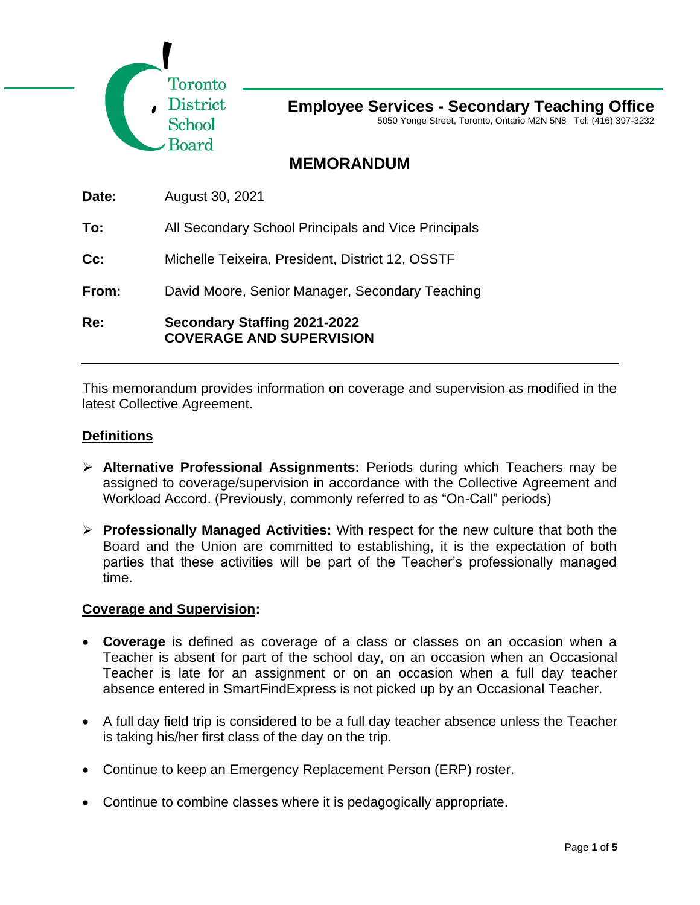Toronto District School Board

**Employee Services - Secondary Teaching Office**

5050 Yonge Street, Toronto, Ontario M2N 5N8 Tel: (416) 397-3232

# MEMORANDUM

**Date:** August 30, 2021

**To:** All Secondary School Principals and Vice Principals

**Cc:** Michelle Teixeira, President, District 12, OSSTF

**From:** David Moore, Senior Manager, Secondary Teaching

**Re:** **Secondary Staffing 2021-2022 COVERAGE AND SUPERVISION**

---

This memorandum provides information on coverage and supervision as modified in the latest Collective Agreement.

## Definitions

- **Alternative Professional Assignments:** Periods during which Teachers may be assigned to coverage/supervision in accordance with the Collective Agreement and Workload Accord. (Previously, commonly referred to as "On-Call" periods)

- **Professionally Managed Activities:** With respect for the new culture that both the Board and the Union are committed to establishing, it is the expectation of both parties that these activities will be part of the Teacher's professionally managed time.

## Coverage and Supervision:

- **Coverage** is defined as coverage of a class or classes on an occasion when a Teacher is absent for part of the school day, on an occasion when an Occasional Teacher is late for an assignment or on an occasion when a full day teacher absence entered in SmartFindExpress is not picked up by an Occasional Teacher.

- A full day field trip is considered to be a full day teacher absence unless the Teacher is taking his/her first class of the day on the trip.

- Continue to keep an Emergency Replacement Person (ERP) roster.

- Continue to combine classes where it is pedagogically appropriate.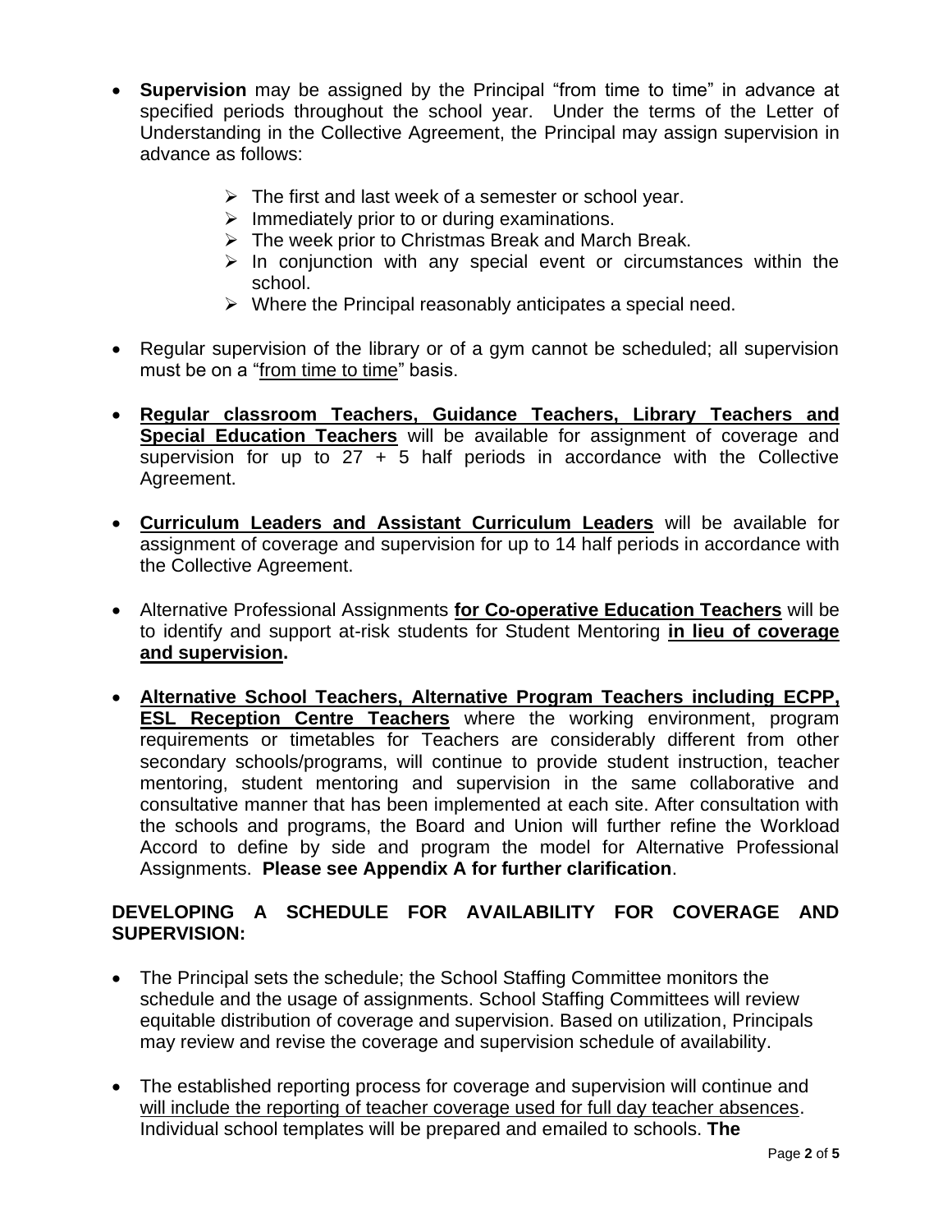- **Supervision** may be assigned by the Principal "from time to time" in advance at specified periods throughout the school year. Under the terms of the Letter of Understanding in the Collective Agreement, the Principal may assign supervision in advance as follows:
  - The first and last week of a semester or school year.
  - Immediately prior to or during examinations.
  - The week prior to Christmas Break and March Break.
  - In conjunction with any special event or circumstances within the school.
  - Where the Principal reasonably anticipates a special need.
- Regular supervision of the library or of a gym cannot be scheduled; all supervision must be on a "from time to time" basis.
- **Regular classroom Teachers, Guidance Teachers, Library Teachers and Special Education Teachers** will be available for assignment of coverage and supervision for up to 27 + 5 half periods in accordance with the Collective Agreement.
- **Curriculum Leaders and Assistant Curriculum Leaders** will be available for assignment of coverage and supervision for up to 14 half periods in accordance with the Collective Agreement.
- Alternative Professional Assignments **for Co-operative Education Teachers** will be to identify and support at-risk students for Student Mentoring **in lieu of coverage and supervision.**
- **Alternative School Teachers, Alternative Program Teachers including ECPP, ESL Reception Centre Teachers** where the working environment, program requirements or timetables for Teachers are considerably different from other secondary schools/programs, will continue to provide student instruction, teacher mentoring, student mentoring and supervision in the same collaborative and consultative manner that has been implemented at each site. After consultation with the schools and programs, the Board and Union will further refine the Workload Accord to define by side and program the model for Alternative Professional Assignments. **Please see Appendix A for further clarification**.

## DEVELOPING A SCHEDULE FOR AVAILABILITY FOR COVERAGE AND SUPERVISION:

- The Principal sets the schedule; the School Staffing Committee monitors the schedule and the usage of assignments. School Staffing Committees will review equitable distribution of coverage and supervision. Based on utilization, Principals may review and revise the coverage and supervision schedule of availability.
- The established reporting process for coverage and supervision will continue and will include the reporting of teacher coverage used for full day teacher absences. Individual school templates will be prepared and emailed to schools. **The**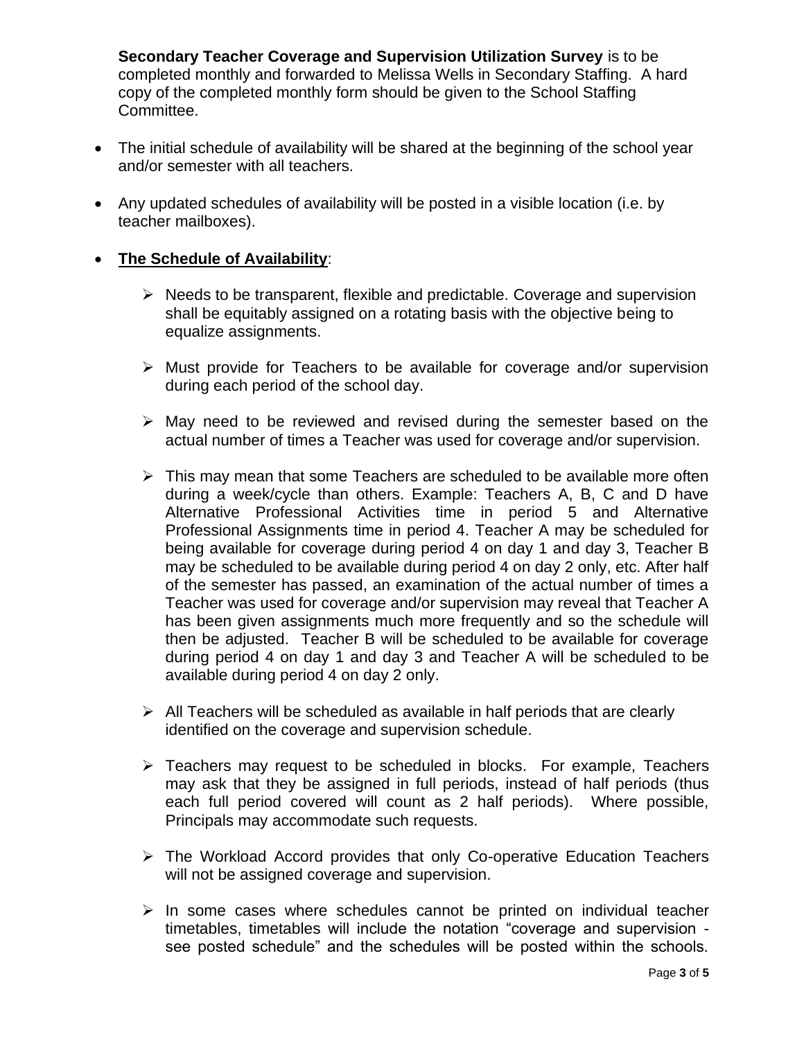**Secondary Teacher Coverage and Supervision Utilization Survey** is to be completed monthly and forwarded to Melissa Wells in Secondary Staffing. A hard copy of the completed monthly form should be given to the School Staffing Committee.

- The initial schedule of availability will be shared at the beginning of the school year and/or semester with all teachers.

- Any updated schedules of availability will be posted in a visible location (i.e. by teacher mailboxes).

- **<u>The Schedule of Availability</u>**:

    - Needs to be transparent, flexible and predictable. Coverage and supervision shall be equitably assigned on a rotating basis with the objective being to equalize assignments.

    - Must provide for Teachers to be available for coverage and/or supervision during each period of the school day.

    - May need to be reviewed and revised during the semester based on the actual number of times a Teacher was used for coverage and/or supervision.

    - This may mean that some Teachers are scheduled to be available more often during a week/cycle than others. Example: Teachers A, B, C and D have Alternative Professional Activities time in period 5 and Alternative Professional Assignments time in period 4. Teacher A may be scheduled for being available for coverage during period 4 on day 1 and day 3, Teacher B may be scheduled to be available during period 4 on day 2 only, etc. After half of the semester has passed, an examination of the actual number of times a Teacher was used for coverage and/or supervision may reveal that Teacher A has been given assignments much more frequently and so the schedule will then be adjusted. Teacher B will be scheduled to be available for coverage during period 4 on day 1 and day 3 and Teacher A will be scheduled to be available during period 4 on day 2 only.

    - All Teachers will be scheduled as available in half periods that are clearly identified on the coverage and supervision schedule.

    - Teachers may request to be scheduled in blocks. For example, Teachers may ask that they be assigned in full periods, instead of half periods (thus each full period covered will count as 2 half periods). Where possible, Principals may accommodate such requests.

    - The Workload Accord provides that only Co-operative Education Teachers will not be assigned coverage and supervision.

    - In some cases where schedules cannot be printed on individual teacher timetables, timetables will include the notation "coverage and supervision - see posted schedule" and the schedules will be posted within the schools.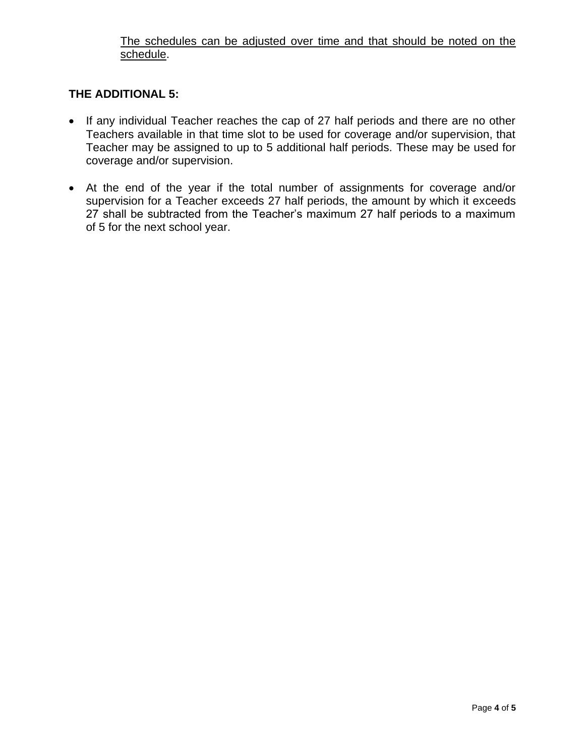<u>The schedules can be adjusted over time and that should be noted on the schedule</u>.

**THE ADDITIONAL 5:**

- If any individual Teacher reaches the cap of 27 half periods and there are no other Teachers available in that time slot to be used for coverage and/or supervision, that Teacher may be assigned to up to 5 additional half periods. These may be used for coverage and/or supervision.

- At the end of the year if the total number of assignments for coverage and/or supervision for a Teacher exceeds 27 half periods, the amount by which it exceeds 27 shall be subtracted from the Teacher's maximum 27 half periods to a maximum of 5 for the next school year.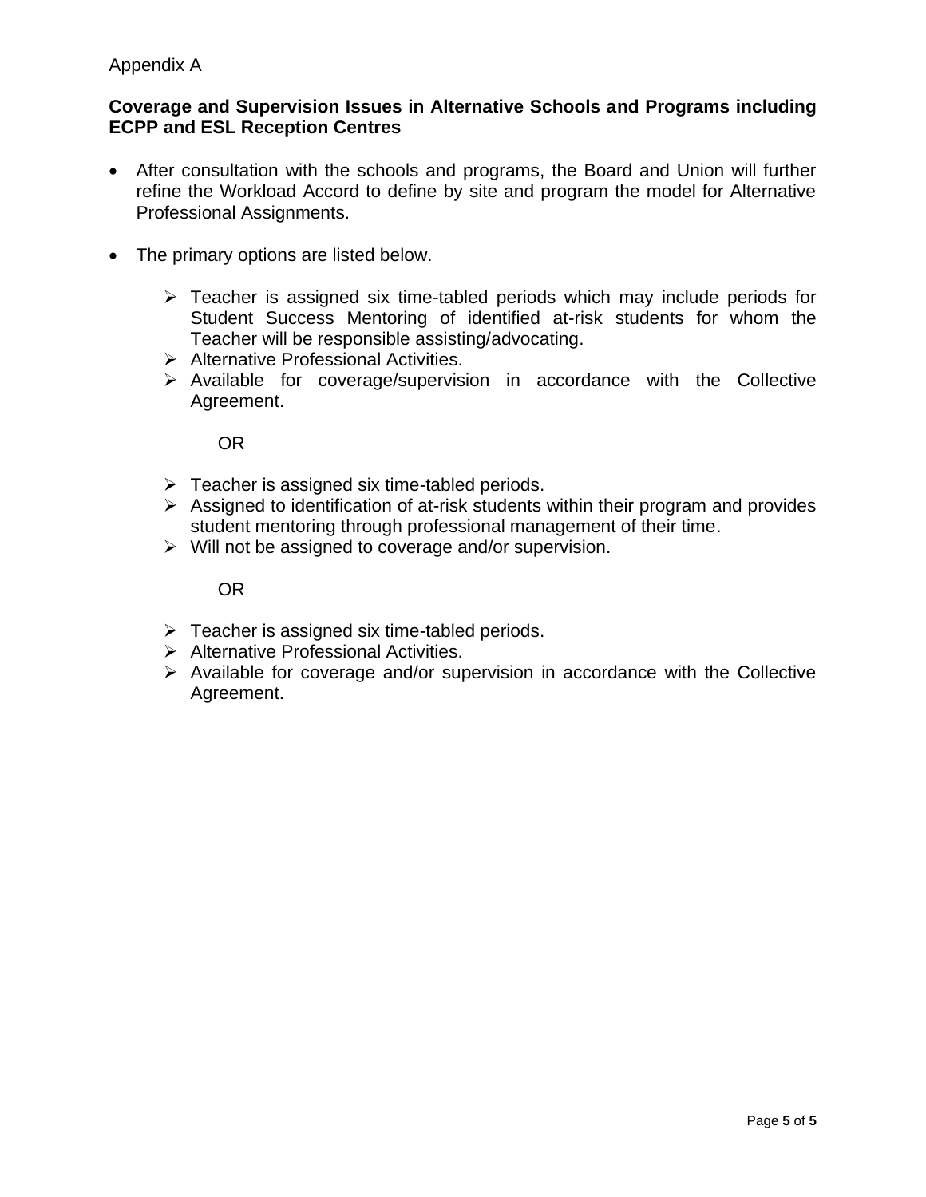Appendix A

**Coverage and Supervision Issues in Alternative Schools and Programs including ECPP and ESL Reception Centres**

- After consultation with the schools and programs, the Board and Union will further refine the Workload Accord to define by site and program the model for Alternative Professional Assignments.

- The primary options are listed below.

  - Teacher is assigned six time-tabled periods which may include periods for Student Success Mentoring of identified at-risk students for whom the Teacher will be responsible assisting/advocating.
  - Alternative Professional Activities.
  - Available for coverage/supervision in accordance with the Collective Agreement.

    OR

  - Teacher is assigned six time-tabled periods.
  - Assigned to identification of at-risk students within their program and provides student mentoring through professional management of their time.
  - Will not be assigned to coverage and/or supervision.

    OR

  - Teacher is assigned six time-tabled periods.
  - Alternative Professional Activities.
  - Available for coverage and/or supervision in accordance with the Collective Agreement.